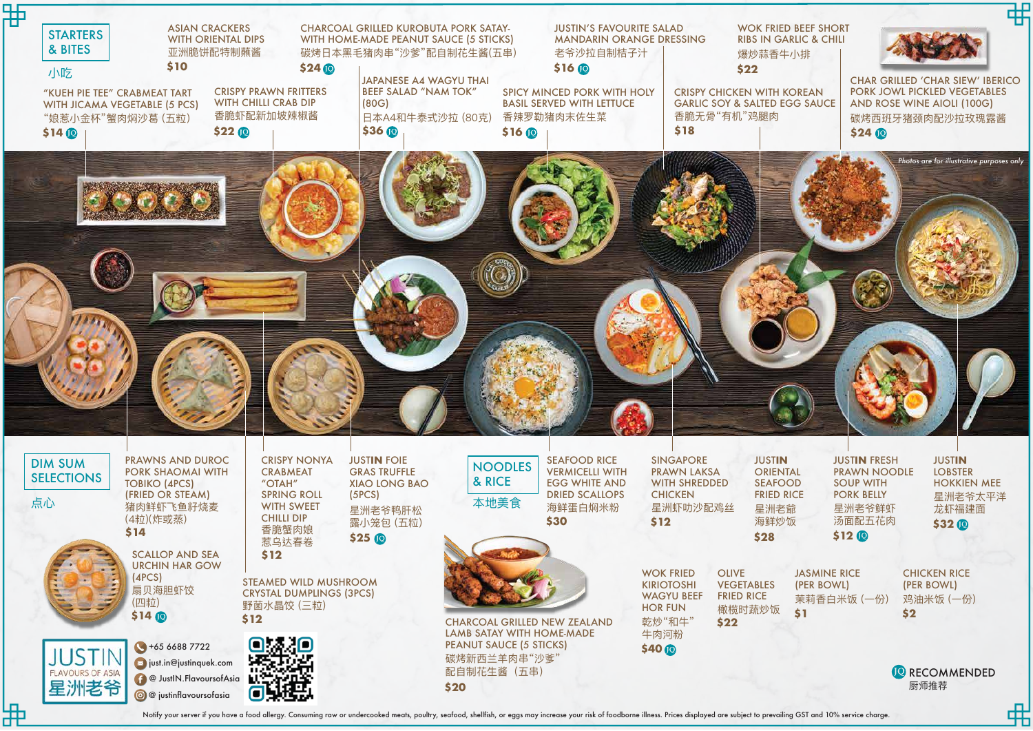## STARTERS & BITES

小吃

**ASIAN CRACKERS WITH ORIENTAL DIPS**
亚洲脆饼配特制蘸酱
$10

**CHARCOAL GRILLED KUROBUTA PORK SATAY-WITH HOME-MADE PEANUT SAUCE (5 STICKS)**
碳烤日本黑毛猪肉串"沙爹"配自制花生酱(五串)
$24 JQ

**JUSTIN'S FAVOURITE SALAD MANDARIN ORANGE DRESSING**
老爷沙拉自制桔子汁
$16 JQ

**WOK FRIED BEEF SHORT RIBS IN GARLIC & CHILI**
爆炒蒜香牛小排
$22

**"KUEH PIE TEE" CRABMEAT TART WITH JICAMA VEGETABLE (5 PCS)**
"娘惹小金杯"蟹肉焖沙葛 (五粒)
$14 JQ

**CRISPY PRAWN FRITTERS WITH CHILLI CRAB DIP**
香脆虾配新加坡辣椒酱
$22 JQ

**JAPANESE A4 WAGYU THAI BEEF SALAD "NAM TOK" (80G)**
日本A4和牛泰式沙拉 (80克)
$36 JQ

**SPICY MINCED PORK WITH HOLY BASIL SERVED WITH LETTUCE**
香辣罗勒猪肉末佐生菜
$16 JQ

**CRISPY CHICKEN WITH KOREAN GARLIC SOY & SALTED EGG SAUCE**
香脆无骨"有机"鸡腿肉
$18

**CHAR GRILLED 'CHAR SIEW' IBERICO PORK JOWL PICKLED VEGETABLES AND ROSE WINE AIOLI (100G)**
碳烤西班牙猪颈肉配沙拉玫瑰露酱
$24 JQ

*Photos are for illustrative purposes only*

## DIM SUM SELECTIONS

点心

**PRAWNS AND DUROC PORK SHAOMAI WITH TOBIKO (4PCS) (FRIED OR STEAM)**
猪肉鲜虾飞鱼籽烧麦 (4粒)(炸或蒸)
$14

**CRISPY NONYA CRABMEAT "OTAH" SPRING ROLL WITH SWEET CHILLI DIP**
香脆蟹肉娘惹乌达春卷
$12

**JUSTIN FOIE GRAS TRUFFLE XIAO LONG BAO (5PCS)**
星洲老爷鸭肝松露小笼包 (五粒)
$25 JQ

**SCALLOP AND SEA URCHIN HAR GOW (4PCS)**
扇贝海胆虾饺 (四粒)
$14 JQ

**STEAMED WILD MUSHROOM CRYSTAL DUMPLINGS (3PCS)**
野菌水晶饺 (三粒)
$12

## NOODLES & RICE

本地美食

**SEAFOOD RICE VERMICELLI WITH EGG WHITE AND DRIED SCALLOPS**
海鲜蛋白焖米粉
$30

**SINGAPORE PRAWN LAKSA WITH SHREDDED CHICKEN**
星洲虾叻沙配鸡丝
$12

**JUSTIN ORIENTAL SEAFOOD FRIED RICE**
星洲老爺海鲜炒饭
$28

**JUSTIN FRESH PRAWN NOODLE SOUP WITH PORK BELLY**
星洲老爷鲜虾汤面配五花肉
$12 JQ

**JUSTIN LOBSTER HOKKIEN MEE**
星洲老爷太平洋龙虾福建面
$32 JQ

**CHARCOAL GRILLED NEW ZEALAND LAMB SATAY WITH HOME-MADE PEANUT SAUCE (5 STICKS)**
碳烤新西兰羊肉串"沙爹"配自制花生酱 (五串)
$20

**WOK FRIED KIRIOTOSHI WAGYU BEEF HOR FUN**
乾炒"和牛"牛肉河粉
$40 JQ

**OLIVE VEGETABLES FRIED RICE**
橄榄时蔬炒饭
$22

**JASMINE RICE (PER BOWL)**
茉莉香白米饭 (一份)
$1

**CHICKEN RICE (PER BOWL)**
鸡油米饭 (一份)
$2

JQ RECOMMENDED
厨师推荐

**JUSTIN FLAVOURS OF ASIA 星洲老爷**

+65 6688 7722
just.in@justinquek.com
@ JustIN.FlavoursofAsia
@ justinflavoursofasia

Notify your server if you have a food allergy. Consuming raw or undercooked meats, poultry, seafood, shellfish, or eggs may increase your risk of foodborne illness. Prices displayed are subject to prevailing GST and 10% service charge.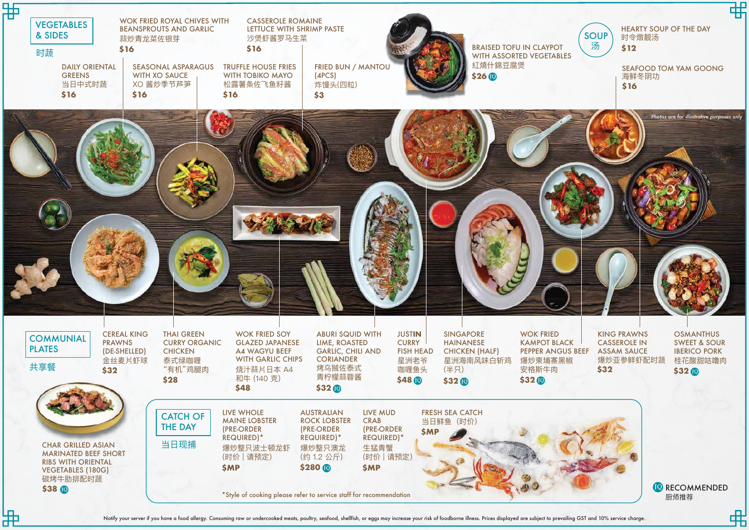## VEGETABLES & SIDES

时蔬

**WOK FRIED ROYAL CHIVES WITH BEANSPROUTS AND GARLIC**
蒜炒青龙菜佐银芽
**$16**

**CASSEROLE ROMAINE LETTUCE WITH SHRIMP PASTE**
沙煲虾酱罗马生菜
**$16**

**DAILY ORIENTAL GREENS**
当日中式时蔬
**$16**

**SEASONAL ASPARAGUS WITH XO SAUCE**
XO 酱炒季节芦笋
**$16**

**TRUFFLE HOUSE FRIES WITH TOBIKO MAYO**
松露薯条佐飞鱼籽酱
**$16**

**FRIED BUN / MANTOU (4PCS)**
炸馒头(四粒)
**$3**

**BRAISED TOFU IN CLAYPOT WITH ASSORTED VEGETABLES**
紅燒什錦豆腐煲
**$26** JQ

## SOUP 汤

**HEARTY SOUP OF THE DAY**
时令燉靓汤
**$12**

**SEAFOOD TOM YAM GOONG**
海鲜冬阴功
**$16**

*Photos are for illustrative purposes only*

## COMMUNIAL PLATES

共享餐

**CEREAL KING PRAWNS (DE-SHELLED)**
金丝麦片虾球
**$32**

**THAI GREEN CURRY ORGANIC CHICKEN**
泰式绿咖喱"有机"鸡腿肉
**$28**

**WOK FRIED SOY GLAZED JAPANESE A4 WAGYU BEEF WITH GARLIC CHIPS**
烧汁蒜片日本 A4 和牛 (140 克)
**$48**

**ABURI SQUID WITH LIME, ROASTED GARLIC, CHILI AND CORIANDER**
烤乌贼佐泰式青柠檬蒜蓉酱
**$32** JQ

**JUSTIN CURRY FISH HEAD**
星洲老爷咖喱鱼头
**$48** JQ

**SINGAPORE HAINANESE CHICKEN (HALF)**
星洲海南风味白斩鸡 (半只)
**$32** JQ

**WOK FRIED KAMPOT BLACK PEPPER ANGUS BEEF**
爆炒柬埔寨黑椒安格斯牛肉
**$32** JQ

**KING PRAWNS CASSEROLE IN ASSAM SAUCE**
爆炒亚参鲜虾配时蔬
**$32**

**OSMANTHUS SWEET & SOUR IBERICO PORK**
桂花酸甜咕噜肉
**$32** JQ

**CHAR GRILLED ASIAN MARINATED BEEF SHORT RIBS WITH ORIENTAL VEGETABLES (180G)**
碳烤牛肋排配时蔬
**$38** JQ

## CATCH OF THE DAY

当日现捕

**LIVE WHOLE MAINE LOBSTER (PRE-ORDER REQUIRED)***
爆炒整只波士顿龙虾
(时价 | 请预定)
**$MP**

**AUSTRALIAN ROCK LOBSTER (PRE-ORDER REQUIRED)***
爆炒整只澳龙
(约 1.2 公斤)
**$280** JQ

**LIVE MUD CRAB (PRE-ORDER REQUIRED)***
生猛青蟹
(时价 | 请预定)
**$MP**

**FRESH SEA CATCH**
当日鲜鱼 (时价)
**$MP**

*Style of cooking please refer to service staff for recommendation

JQ RECOMMENDED
厨师推荐

Notify your server if you have a food allergy. Consuming raw or undercooked meats, poultry, seafood, shellfish, or eggs may increase your risk of foodborne illness. Prices displayed are subject to prevailing GST and 10% service charge.